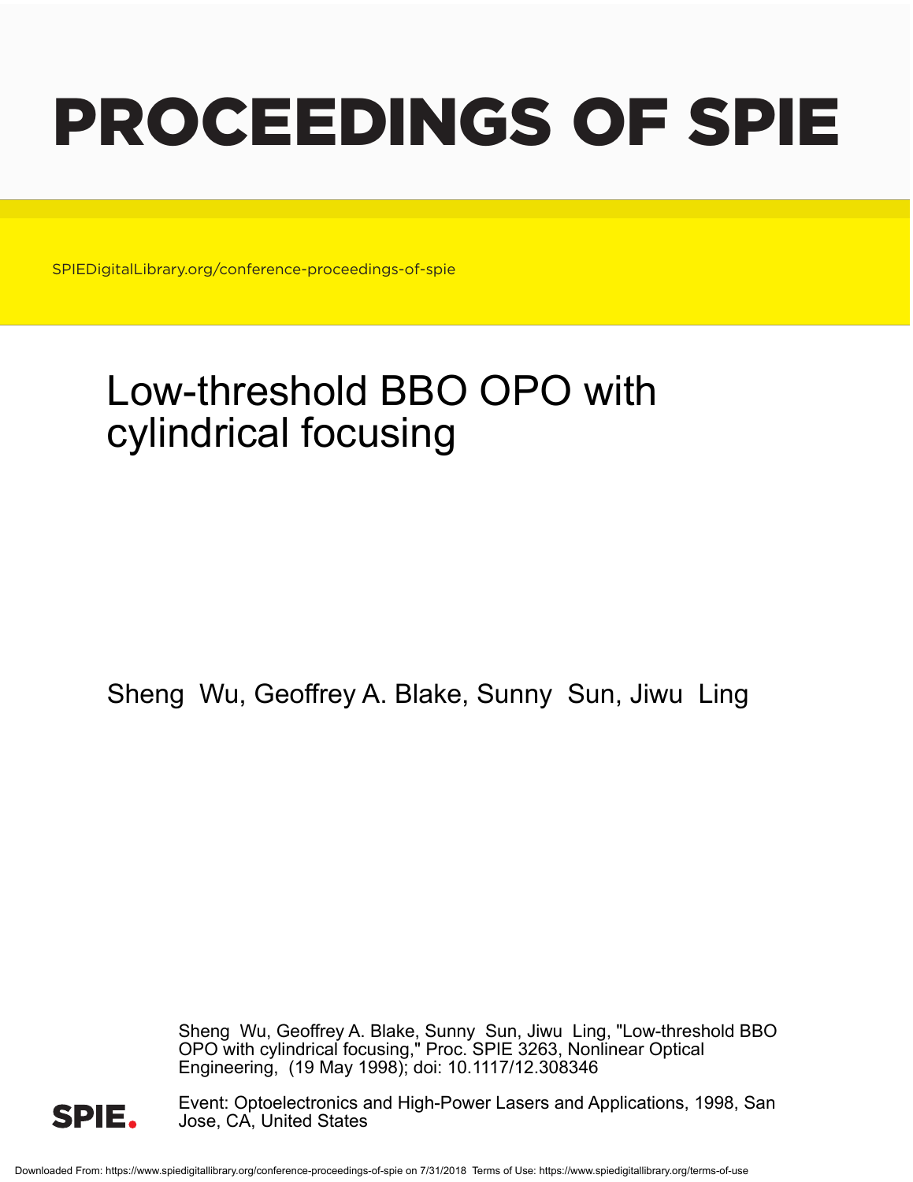# PROCEEDINGS OF SPIE

SPIEDigitalLibrary.org/conference-proceedings-of-spie

## Low-threshold BBO OPO with cylindrical focusing

Sheng Wu, Geoffrey A. Blake, Sunny Sun, Jiwu Ling

Sheng Wu, Geoffrey A. Blake, Sunny Sun, Jiwu Ling, "Low-threshold BBO OPO with cylindrical focusing," Proc. SPIE 3263, Nonlinear Optical Engineering, (19 May 1998); doi: 10.1117/12.308346

Event: Optoelectronics and High-Power Lasers and Applications, 1998, San Jose, CA, United States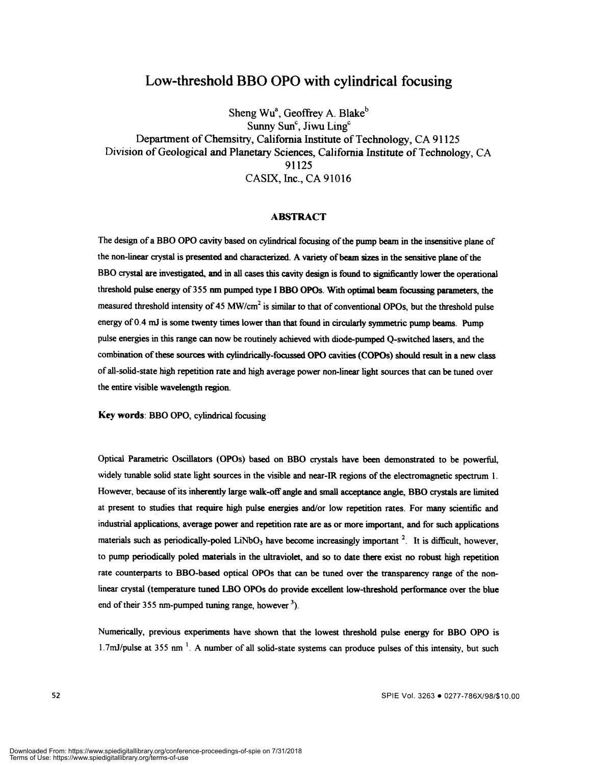# Low-threshold BBO OPO with cylindrical focusing

Sheng Wu[a], Geoffrey A. Blake[b]
Sunny Sun[c], Jiwu Ling[c]
Department of Chemsitry, California Institute of Technology, CA 91125
Division of Geological and Planetary Sciences, California Institute of Technology, CA 91125
CASIX, Inc., CA 91016

## ABSTRACT

The design of a BBO OPO cavity based on cylindrical focusing of the pump beam in the insensitive plane of the non-linear crystal is presented and characterized. A variety of beam sizes in the sensitive plane of the BBO crystal are investigated, and in all cases this cavity design is found to significantly lower the operational threshold pulse energy of 355 nm pumped type I BBO OPOs. With optimal beam focussing parameters, the measured threshold intensity of 45 MW/cm$^2$ is similar to that of conventional OPOs, but the threshold pulse energy of 0.4 mJ is some twenty times lower than that found in circularly symmetric pump beams. Pump pulse energies in this range can now be routinely achieved with diode-pumped Q-switched lasers, and the combination of these sources with cylindrically-focussed OPO cavities (COPOs) should result in a new class of all-solid-state high repetition rate and high average power non-linear light sources that can be tuned over the entire visible wavelength region.

**Key words**: BBO OPO, cylindrical focusing

Optical Parametric Oscillators (OPOs) based on BBO crystals have been demonstrated to be powerful, widely tunable solid state light sources in the visible and near-IR regions of the electromagnetic spectrum 1. However, because of its inherently large walk-off angle and small acceptance angle, BBO crystals are limited at present to studies that require high pulse energies and/or low repetition rates. For many scientific and industrial applications, average power and repetition rate are as or more important, and for such applications materials such as periodically-poled $LiNbO_3$ have become increasingly important [2]. It is difficult, however, to pump periodically poled materials in the ultraviolet, and so to date there exist no robust high repetition rate counterparts to BBO-based optical OPOs that can be tuned over the transparency range of the non-linear crystal (temperature tuned LBO OPOs do provide excellent low-threshold performance over the blue end of their 355 nm-pumped tuning range, however [3]).

Numerically, previous experiments have shown that the lowest threshold pulse energy for BBO OPO is 1.7mJ/pulse at 355 nm [1]. A number of all solid-state systems can produce pulses of this intensity, but such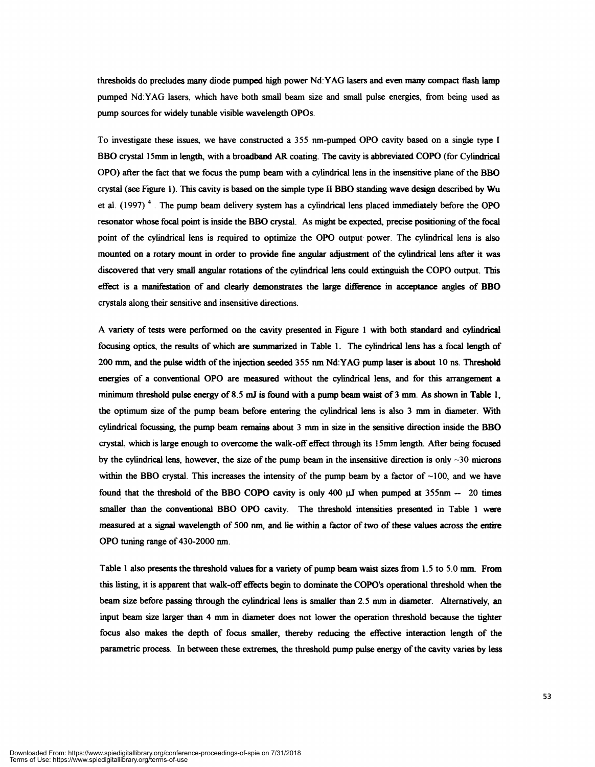thresholds do precludes many diode pumped high power Nd:YAG lasers and even many compact flash lamp pumped Nd:YAG lasers, which have both small beam size and small pulse energies, from being used as pump sources for widely tunable visible wavelength OPOs.

To investigate these issues, we have constructed a 355 nm-pumped OPO cavity based on a single type I BBO crystal 15mm in length, with a broadband AR coating. The cavity is abbreviated COPO (for Cylindrical OPO) after the fact that we focus the pump beam with a cylindrical lens in the insensitive plane of the BBO crystal (see Figure 1). This cavity is based on the simple type II BBO standing wave design described by Wu et al. (1997) [4]. The pump beam delivery system has a cylindrical lens placed immediately before the OPO resonator whose focal point is inside the BBO crystal. As might be expected, precise positioning of the focal point of the cylindrical lens is required to optimize the OPO output power. The cylindrical lens is also mounted on a rotary mount in order to provide fine angular adjustment of the cylindrical lens after it was discovered that very small angular rotations of the cylindrical lens could extinguish the COPO output. This effect is a manifestation of and clearly demonstrates the large difference in acceptance angles of BBO crystals along their sensitive and insensitive directions.

A variety of tests were performed on the cavity presented in Figure 1 with both standard and cylindrical focusing optics, the results of which are summarized in Table 1. The cylindrical lens has a focal length of 200 mm, and the pulse width of the injection seeded 355 nm Nd:YAG pump laser is about 10 ns. Threshold energies of a conventional OPO are measured without the cylindrical lens, and for this arrangement a minimum threshold pulse energy of 8.5 mJ is found with a pump beam waist of 3 mm. As shown in Table 1, the optimum size of the pump beam before entering the cylindrical lens is also 3 mm in diameter. With cylindrical focussing, the pump beam remains about 3 mm in size in the sensitive direction inside the BBO crystal, which is large enough to overcome the walk-off effect through its 15mm length. After being focused by the cylindrical lens, however, the size of the pump beam in the insensitive direction is only ~30 microns within the BBO crystal. This increases the intensity of the pump beam by a factor of ~100, and we have found that the threshold of the BBO COPO cavity is only 400 μJ when pumped at 355nm -- 20 times smaller than the conventional BBO OPO cavity. The threshold intensities presented in Table 1 were measured at a signal wavelength of 500 nm, and lie within a factor of two of these values across the entire OPO tuning range of 430-2000 nm.

Table 1 also presents the threshold values for a variety of pump beam waist sizes from 1.5 to 5.0 mm. From this listing, it is apparent that walk-off effects begin to dominate the COPO's operational threshold when the beam size before passing through the cylindrical lens is smaller than 2.5 mm in diameter. Alternatively, an input beam size larger than 4 mm in diameter does not lower the operation threshold because the tighter focus also makes the depth of focus smaller, thereby reducing the effective interaction length of the parametric process. In between these extremes, the threshold pump pulse energy of the cavity varies by less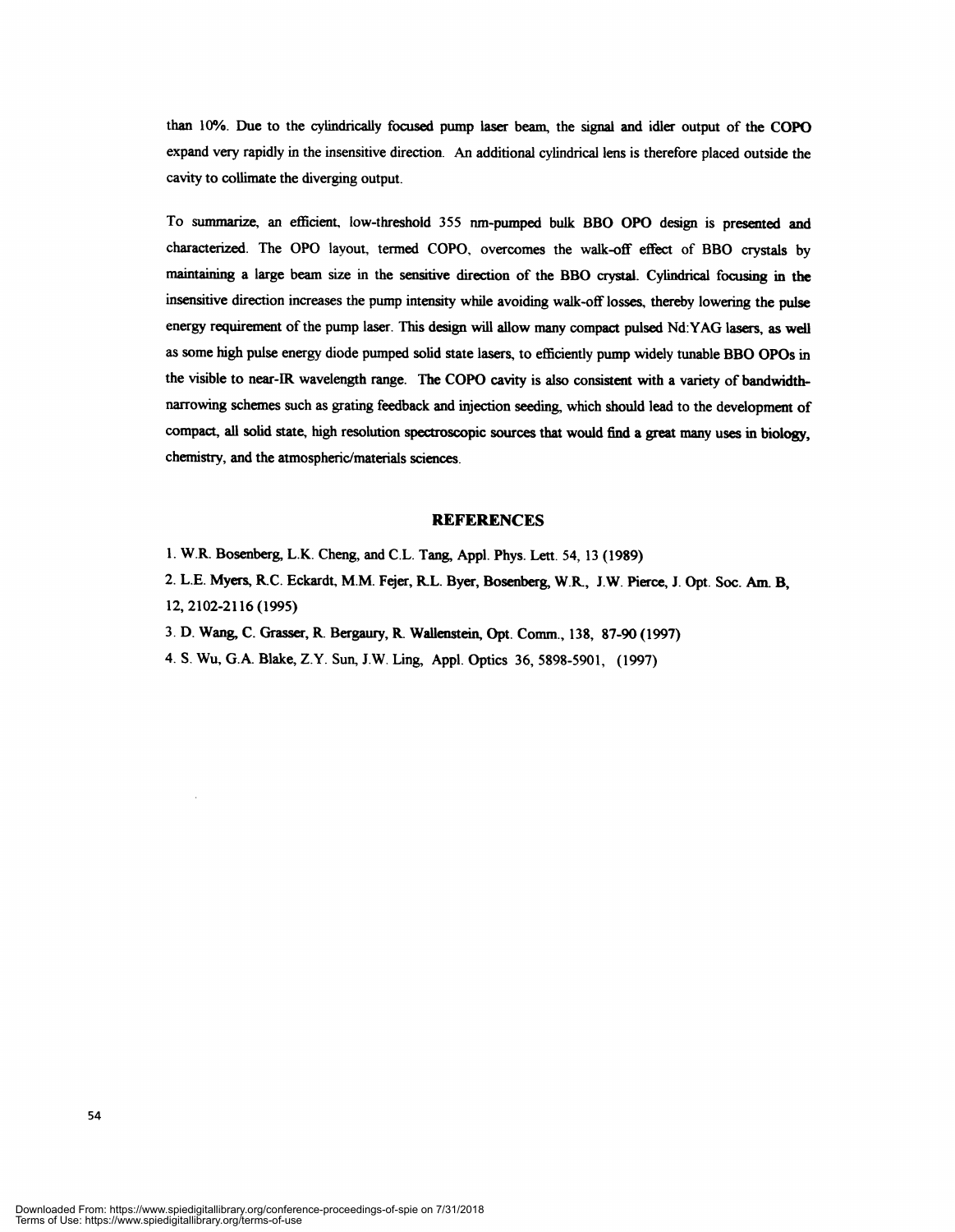than 10%. Due to the cylindrically focused pump laser beam, the signal and idler output of the COPO expand very rapidly in the insensitive direction. An additional cylindrical lens is therefore placed outside the cavity to collimate the diverging output.

To summarize, an efficient, low-threshold 355 nm-pumped bulk BBO OPO design is presented and characterized. The OPO layout, termed COPO, overcomes the walk-off effect of BBO crystals by maintaining a large beam size in the sensitive direction of the BBO crystal. Cylindrical focusing in the insensitive direction increases the pump intensity while avoiding walk-off losses, thereby lowering the pulse energy requirement of the pump laser. This design will allow many compact pulsed Nd:YAG lasers, as well as some high pulse energy diode pumped solid state lasers, to efficiently pump widely tunable BBO OPOs in the visible to near-IR wavelength range. The COPO cavity is also consistent with a variety of bandwidth-narrowing schemes such as grating feedback and injection seeding, which should lead to the development of compact, all solid state, high resolution spectroscopic sources that would find a great many uses in biology, chemistry, and the atmospheric/materials sciences.

## REFERENCES

1. W.R. Bosenberg, L.K. Cheng, and C.L. Tang, Appl. Phys. Lett. 54, 13 (1989)
2. L.E. Myers, R.C. Eckardt, M.M. Fejer, R.L. Byer, Bosenberg, W.R., J.W. Pierce, J. Opt. Soc. Am. B, 12, 2102-2116 (1995)
3. D. Wang, C. Grasser, R. Bergaury, R. Wallenstein, Opt. Comm., 138, 87-90 (1997)
4. S. Wu, G.A. Blake, Z.Y. Sun, J.W. Ling, Appl. Optics 36, 5898-5901, (1997)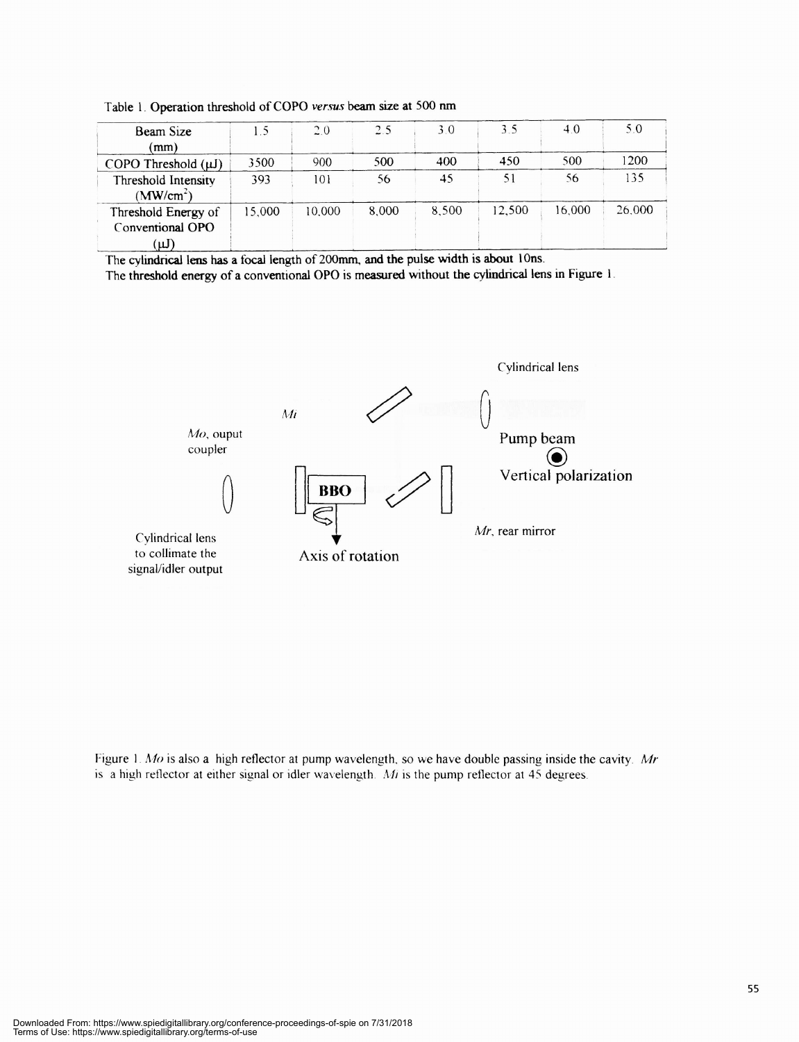Table 1. Operation threshold of COPO *versus* beam size at 500 nm

| Beam Size (mm) | 1.5 | 2.0 | 2.5 | 3.0 | 3.5 | 4.0 | 5.0 |
|---|---|---|---|---|---|---|---|
| COPO Threshold (μJ) | 3500 | 900 | 500 | 400 | 450 | 500 | 1200 |
| Threshold Intensity ($MW/cm^2$) | 393 | 101 | 56 | 45 | 51 | 56 | 135 |
| Threshold Energy of Conventional OPO (μJ) | 15,000 | 10,000 | 8,000 | 8,500 | 12,500 | 16,000 | 26,000 |

The cylindrical lens has a focal length of 200mm, and the pulse width is about 10ns.
The threshold energy of a conventional OPO is measured without the cylindrical lens in Figure 1.

Cylindrical lens

*Mi*

Pump beam

Vertical polarization

*Mo*, ouput coupler

BBO

*Mr*, rear mirror

Cylindrical lens to collimate the signal/idler output

Axis of rotation

Figure 1. *Mo* is also a high reflector at pump wavelength, so we have double passing inside the cavity. *Mr* is a high reflector at either signal or idler wavelength. *Mi* is the pump reflector at 45 degrees.